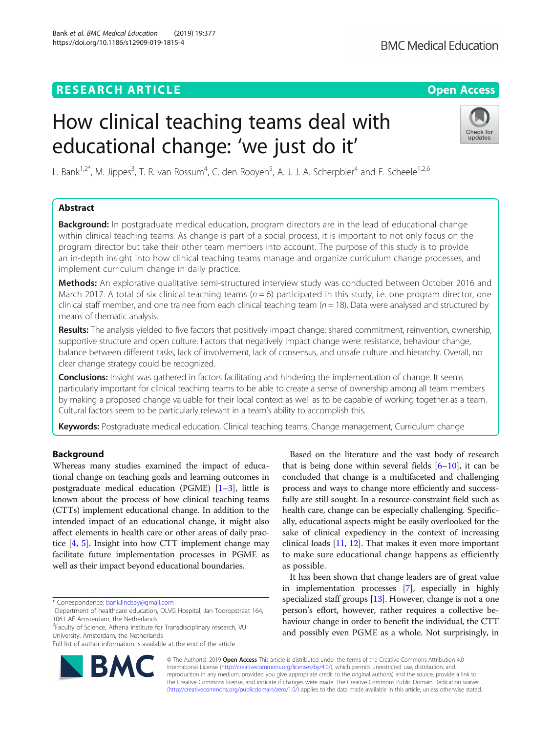RESEARCH ARTICLE

Open Access

# How clinical teaching teams deal with educational change: 'we just do it'

L. Bank[1,2*], M. Jippes[3], T. R. van Rossum[4], C. den Rooyen[5], A. J. J. A. Scherpbier[4] and F. Scheele[1,2,6]

## Abstract

**Background:** In postgraduate medical education, program directors are in the lead of educational change within clinical teaching teams. As change is part of a social process, it is important to not only focus on the program director but take their other team members into account. The purpose of this study is to provide an in-depth insight into how clinical teaching teams manage and organize curriculum change processes, and implement curriculum change in daily practice.

**Methods:** An explorative qualitative semi-structured interview study was conducted between October 2016 and March 2017. A total of six clinical teaching teams ($n = 6$) participated in this study, i.e. one program director, one clinical staff member, and one trainee from each clinical teaching team ($n = 18$). Data were analysed and structured by means of thematic analysis.

**Results:** The analysis yielded to five factors that positively impact change: shared commitment, reinvention, ownership, supportive structure and open culture. Factors that negatively impact change were: resistance, behaviour change, balance between different tasks, lack of involvement, lack of consensus, and unsafe culture and hierarchy. Overall, no clear change strategy could be recognized.

**Conclusions:** Insight was gathered in factors facilitating and hindering the implementation of change. It seems particularly important for clinical teaching teams to be able to create a sense of ownership among all team members by making a proposed change valuable for their local context as well as to be capable of working together as a team. Cultural factors seem to be particularly relevant in a team's ability to accomplish this.

**Keywords:** Postgraduate medical education, Clinical teaching teams, Change management, Curriculum change

## Background

Whereas many studies examined the impact of educational change on teaching goals and learning outcomes in postgraduate medical education (PGME) [1–3], little is known about the process of how clinical teaching teams (CTTs) implement educational change. In addition to the intended impact of an educational change, it might also affect elements in health care or other areas of daily practice [4, 5]. Insight into how CTT implement change may facilitate future implementation processes in PGME as well as their impact beyond educational boundaries.

Based on the literature and the vast body of research that is being done within several fields [6–10], it can be concluded that change is a multifaceted and challenging process and ways to change more efficiently and successfully are still sought. In a resource-constraint field such as health care, change can be especially challenging. Specifically, educational aspects might be easily overlooked for the sake of clinical expediency in the context of increasing clinical loads [11, 12]. That makes it even more important to make sure educational change happens as efficiently as possible.

It has been shown that change leaders are of great value in implementation processes [7], especially in highly specialized staff groups [13]. However, change is not a one person's effort, however, rather requires a collective behaviour change in order to benefit the individual, the CTT and possibly even PGME as a whole. Not surprisingly, in

---

* Correspondence: bank.lindsay@gmail.com
[1]Department of healthcare education, OLVG Hospital, Jan Tooropstraat 164, 1061 AE Amsterdam, the Netherlands
[2]Faculty of Science, Athena Institute for Transdisciplinary research, VU University, Amsterdam, the Netherlands
Full list of author information is available at the end of the article

© The Author(s). 2019 **Open Access** This article is distributed under the terms of the Creative Commons Attribution 4.0 International License (http://creativecommons.org/licenses/by/4.0/), which permits unrestricted use, distribution, and reproduction in any medium, provided you give appropriate credit to the original author(s) and the source, provide a link to the Creative Commons license, and indicate if changes were made. The Creative Commons Public Domain Dedication waiver (http://creativecommons.org/publicdomain/zero/1.0/) applies to the data made available in this article, unless otherwise stated.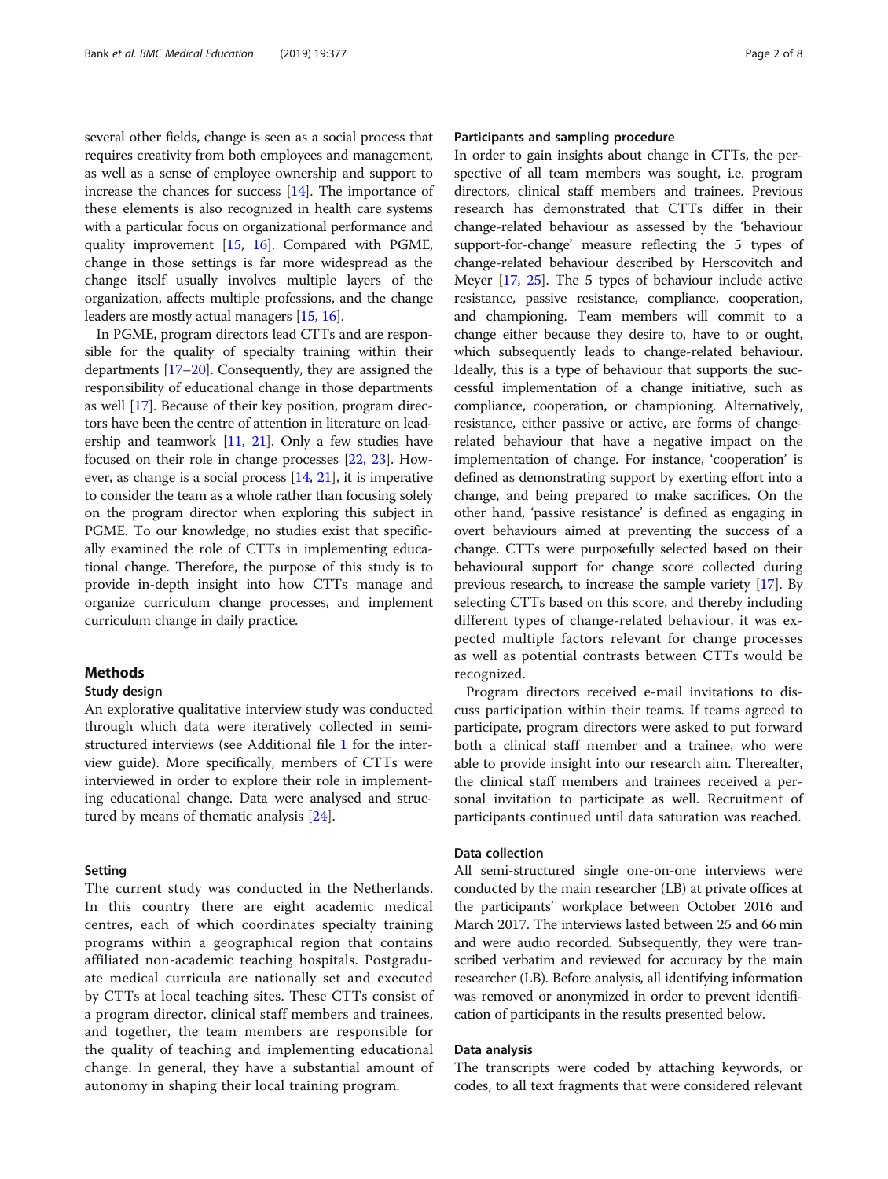several other fields, change is seen as a social process that requires creativity from both employees and management, as well as a sense of employee ownership and support to increase the chances for success [14]. The importance of these elements is also recognized in health care systems with a particular focus on organizational performance and quality improvement [15, 16]. Compared with PGME, change in those settings is far more widespread as the change itself usually involves multiple layers of the organization, affects multiple professions, and the change leaders are mostly actual managers [15, 16].

In PGME, program directors lead CTTs and are responsible for the quality of specialty training within their departments [17–20]. Consequently, they are assigned the responsibility of educational change in those departments as well [17]. Because of their key position, program directors have been the centre of attention in literature on leadership and teamwork [11, 21]. Only a few studies have focused on their role in change processes [22, 23]. However, as change is a social process [14, 21], it is imperative to consider the team as a whole rather than focusing solely on the program director when exploring this subject in PGME. To our knowledge, no studies exist that specifically examined the role of CTTs in implementing educational change. Therefore, the purpose of this study is to provide in-depth insight into how CTTs manage and organize curriculum change processes, and implement curriculum change in daily practice.

## Methods

### Study design

An explorative qualitative interview study was conducted through which data were iteratively collected in semi-structured interviews (see Additional file 1 for the interview guide). More specifically, members of CTTs were interviewed in order to explore their role in implementing educational change. Data were analysed and structured by means of thematic analysis [24].

### Setting

The current study was conducted in the Netherlands. In this country there are eight academic medical centres, each of which coordinates specialty training programs within a geographical region that contains affiliated non-academic teaching hospitals. Postgraduate medical curricula are nationally set and executed by CTTs at local teaching sites. These CTTs consist of a program director, clinical staff members and trainees, and together, the team members are responsible for the quality of teaching and implementing educational change. In general, they have a substantial amount of autonomy in shaping their local training program.

### Participants and sampling procedure

In order to gain insights about change in CTTs, the perspective of all team members was sought, i.e. program directors, clinical staff members and trainees. Previous research has demonstrated that CTTs differ in their change-related behaviour as assessed by the 'behaviour support-for-change' measure reflecting the 5 types of change-related behaviour described by Herscovitch and Meyer [17, 25]. The 5 types of behaviour include active resistance, passive resistance, compliance, cooperation, and championing. Team members will commit to a change either because they desire to, have to or ought, which subsequently leads to change-related behaviour. Ideally, this is a type of behaviour that supports the successful implementation of a change initiative, such as compliance, cooperation, or championing. Alternatively, resistance, either passive or active, are forms of change-related behaviour that have a negative impact on the implementation of change. For instance, 'cooperation' is defined as demonstrating support by exerting effort into a change, and being prepared to make sacrifices. On the other hand, 'passive resistance' is defined as engaging in overt behaviours aimed at preventing the success of a change. CTTs were purposefully selected based on their behavioural support for change score collected during previous research, to increase the sample variety [17]. By selecting CTTs based on this score, and thereby including different types of change-related behaviour, it was expected multiple factors relevant for change processes as well as potential contrasts between CTTs would be recognized.

Program directors received e-mail invitations to discuss participation within their teams. If teams agreed to participate, program directors were asked to put forward both a clinical staff member and a trainee, who were able to provide insight into our research aim. Thereafter, the clinical staff members and trainees received a personal invitation to participate as well. Recruitment of participants continued until data saturation was reached.

### Data collection

All semi-structured single one-on-one interviews were conducted by the main researcher (LB) at private offices at the participants' workplace between October 2016 and March 2017. The interviews lasted between 25 and 66 min and were audio recorded. Subsequently, they were transcribed verbatim and reviewed for accuracy by the main researcher (LB). Before analysis, all identifying information was removed or anonymized in order to prevent identification of participants in the results presented below.

### Data analysis

The transcripts were coded by attaching keywords, or codes, to all text fragments that were considered relevant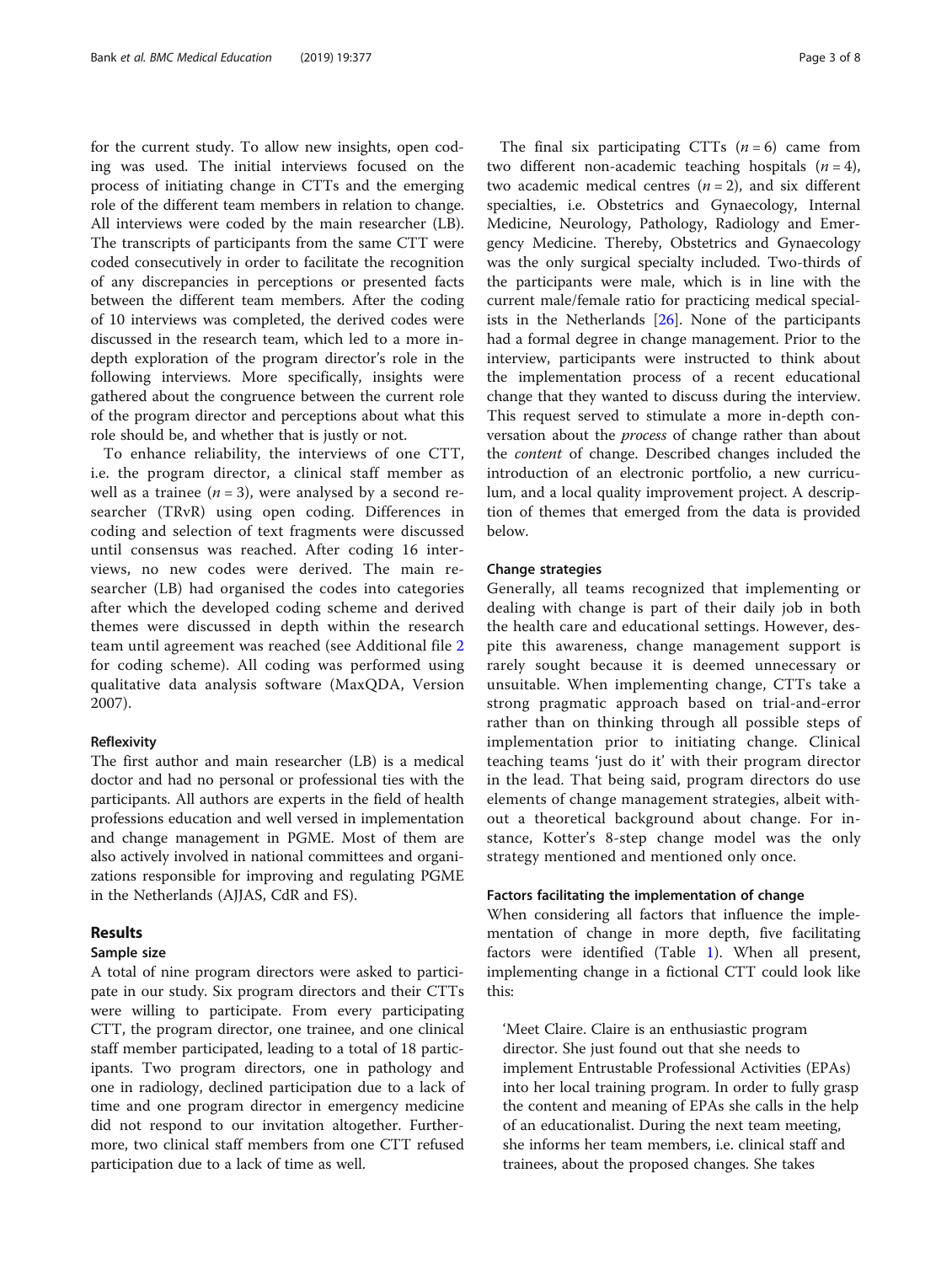for the current study. To allow new insights, open coding was used. The initial interviews focused on the process of initiating change in CTTs and the emerging role of the different team members in relation to change. All interviews were coded by the main researcher (LB). The transcripts of participants from the same CTT were coded consecutively in order to facilitate the recognition of any discrepancies in perceptions or presented facts between the different team members. After the coding of 10 interviews was completed, the derived codes were discussed in the research team, which led to a more in-depth exploration of the program director's role in the following interviews. More specifically, insights were gathered about the congruence between the current role of the program director and perceptions about what this role should be, and whether that is justly or not.

To enhance reliability, the interviews of one CTT, i.e. the program director, a clinical staff member as well as a trainee ($n = 3$), were analysed by a second researcher (TRvR) using open coding. Differences in coding and selection of text fragments were discussed until consensus was reached. After coding 16 interviews, no new codes were derived. The main researcher (LB) had organised the codes into categories after which the developed coding scheme and derived themes were discussed in depth within the research team until agreement was reached (see Additional file 2 for coding scheme). All coding was performed using qualitative data analysis software (MaxQDA, Version 2007).

### Reflexivity

The first author and main researcher (LB) is a medical doctor and had no personal or professional ties with the participants. All authors are experts in the field of health professions education and well versed in implementation and change management in PGME. Most of them are also actively involved in national committees and organizations responsible for improving and regulating PGME in the Netherlands (AJJAS, CdR and FS).

## Results

### Sample size

A total of nine program directors were asked to participate in our study. Six program directors and their CTTs were willing to participate. From every participating CTT, the program director, one trainee, and one clinical staff member participated, leading to a total of 18 participants. Two program directors, one in pathology and one in radiology, declined participation due to a lack of time and one program director in emergency medicine did not respond to our invitation altogether. Furthermore, two clinical staff members from one CTT refused participation due to a lack of time as well.

The final six participating CTTs ($n = 6$) came from two different non-academic teaching hospitals ($n = 4$), two academic medical centres ($n = 2$), and six different specialties, i.e. Obstetrics and Gynaecology, Internal Medicine, Neurology, Pathology, Radiology and Emergency Medicine. Thereby, Obstetrics and Gynaecology was the only surgical specialty included. Two-thirds of the participants were male, which is in line with the current male/female ratio for practicing medical specialists in the Netherlands [26]. None of the participants had a formal degree in change management. Prior to the interview, participants were instructed to think about the implementation process of a recent educational change that they wanted to discuss during the interview. This request served to stimulate a more in-depth conversation about the *process* of change rather than about the *content* of change. Described changes included the introduction of an electronic portfolio, a new curriculum, and a local quality improvement project. A description of themes that emerged from the data is provided below.

### Change strategies

Generally, all teams recognized that implementing or dealing with change is part of their daily job in both the health care and educational settings. However, despite this awareness, change management support is rarely sought because it is deemed unnecessary or unsuitable. When implementing change, CTTs take a strong pragmatic approach based on trial-and-error rather than on thinking through all possible steps of implementation prior to initiating change. Clinical teaching teams 'just do it' with their program director in the lead. That being said, program directors do use elements of change management strategies, albeit without a theoretical background about change. For instance, Kotter's 8-step change model was the only strategy mentioned and mentioned only once.

### Factors facilitating the implementation of change

When considering all factors that influence the implementation of change in more depth, five facilitating factors were identified (Table 1). When all present, implementing change in a fictional CTT could look like this:

'Meet Claire. Claire is an enthusiastic program director. She just found out that she needs to implement Entrustable Professional Activities (EPAs) into her local training program. In order to fully grasp the content and meaning of EPAs she calls in the help of an educationalist. During the next team meeting, she informs her team members, i.e. clinical staff and trainees, about the proposed changes. She takes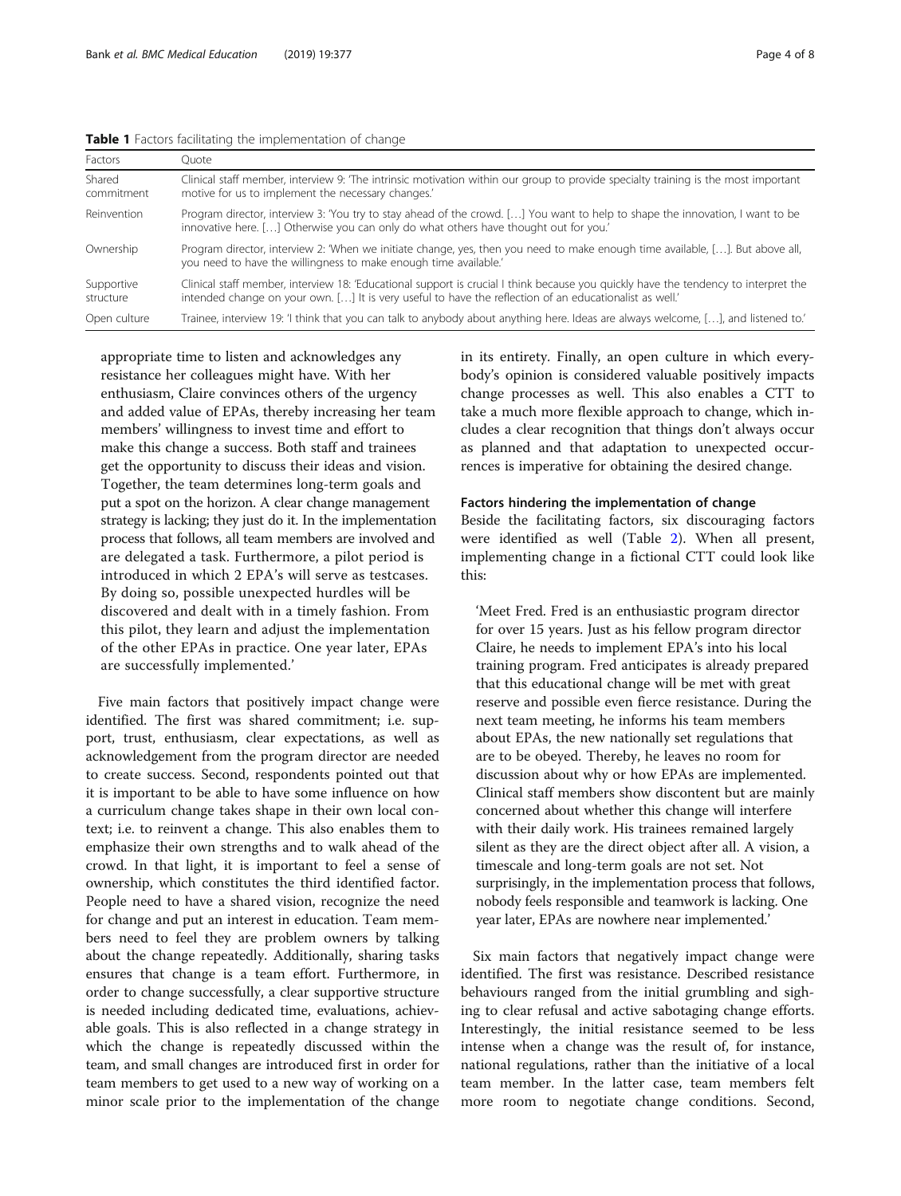**Table 1** Factors facilitating the implementation of change

| Factors | Quote |
|---|---|
| Shared commitment | Clinical staff member, interview 9: 'The intrinsic motivation within our group to provide specialty training is the most important motive for us to implement the necessary changes.' |
| Reinvention | Program director, interview 3: 'You try to stay ahead of the crowd. […] You want to help to shape the innovation, I want to be innovative here. […] Otherwise you can only do what others have thought out for you.' |
| Ownership | Program director, interview 2: 'When we initiate change, yes, then you need to make enough time available, […]. But above all, you need to have the willingness to make enough time available.' |
| Supportive structure | Clinical staff member, interview 18: 'Educational support is crucial I think because you quickly have the tendency to interpret the intended change on your own. […] It is very useful to have the reflection of an educationalist as well.' |
| Open culture | Trainee, interview 19: 'I think that you can talk to anybody about anything here. Ideas are always welcome, […], and listened to.' |

appropriate time to listen and acknowledges any resistance her colleagues might have. With her enthusiasm, Claire convinces others of the urgency and added value of EPAs, thereby increasing her team members' willingness to invest time and effort to make this change a success. Both staff and trainees get the opportunity to discuss their ideas and vision. Together, the team determines long-term goals and put a spot on the horizon. A clear change management strategy is lacking; they just do it. In the implementation process that follows, all team members are involved and are delegated a task. Furthermore, a pilot period is introduced in which 2 EPA's will serve as testcases. By doing so, possible unexpected hurdles will be discovered and dealt with in a timely fashion. From this pilot, they learn and adjust the implementation of the other EPAs in practice. One year later, EPAs are successfully implemented.'

Five main factors that positively impact change were identified. The first was shared commitment; i.e. support, trust, enthusiasm, clear expectations, as well as acknowledgement from the program director are needed to create success. Second, respondents pointed out that it is important to be able to have some influence on how a curriculum change takes shape in their own local context; i.e. to reinvent a change. This also enables them to emphasize their own strengths and to walk ahead of the crowd. In that light, it is important to feel a sense of ownership, which constitutes the third identified factor. People need to have a shared vision, recognize the need for change and put an interest in education. Team members need to feel they are problem owners by talking about the change repeatedly. Additionally, sharing tasks ensures that change is a team effort. Furthermore, in order to change successfully, a clear supportive structure is needed including dedicated time, evaluations, achievable goals. This is also reflected in a change strategy in which the change is repeatedly discussed within the team, and small changes are introduced first in order for team members to get used to a new way of working on a minor scale prior to the implementation of the change in its entirety. Finally, an open culture in which everybody's opinion is considered valuable positively impacts change processes as well. This also enables a CTT to take a much more flexible approach to change, which includes a clear recognition that things don't always occur as planned and that adaptation to unexpected occurrences is imperative for obtaining the desired change.

#### Factors hindering the implementation of change

Beside the facilitating factors, six discouraging factors were identified as well (Table 2). When all present, implementing change in a fictional CTT could look like this:

> 'Meet Fred. Fred is an enthusiastic program director for over 15 years. Just as his fellow program director Claire, he needs to implement EPA's into his local training program. Fred anticipates is already prepared that this educational change will be met with great reserve and possible even fierce resistance. During the next team meeting, he informs his team members about EPAs, the new nationally set regulations that are to be obeyed. Thereby, he leaves no room for discussion about why or how EPAs are implemented. Clinical staff members show discontent but are mainly concerned about whether this change will interfere with their daily work. His trainees remained largely silent as they are the direct object after all. A vision, a timescale and long-term goals are not set. Not surprisingly, in the implementation process that follows, nobody feels responsible and teamwork is lacking. One year later, EPAs are nowhere near implemented.'

Six main factors that negatively impact change were identified. The first was resistance. Described resistance behaviours ranged from the initial grumbling and sighing to clear refusal and active sabotaging change efforts. Interestingly, the initial resistance seemed to be less intense when a change was the result of, for instance, national regulations, rather than the initiative of a local team member. In the latter case, team members felt more room to negotiate change conditions. Second,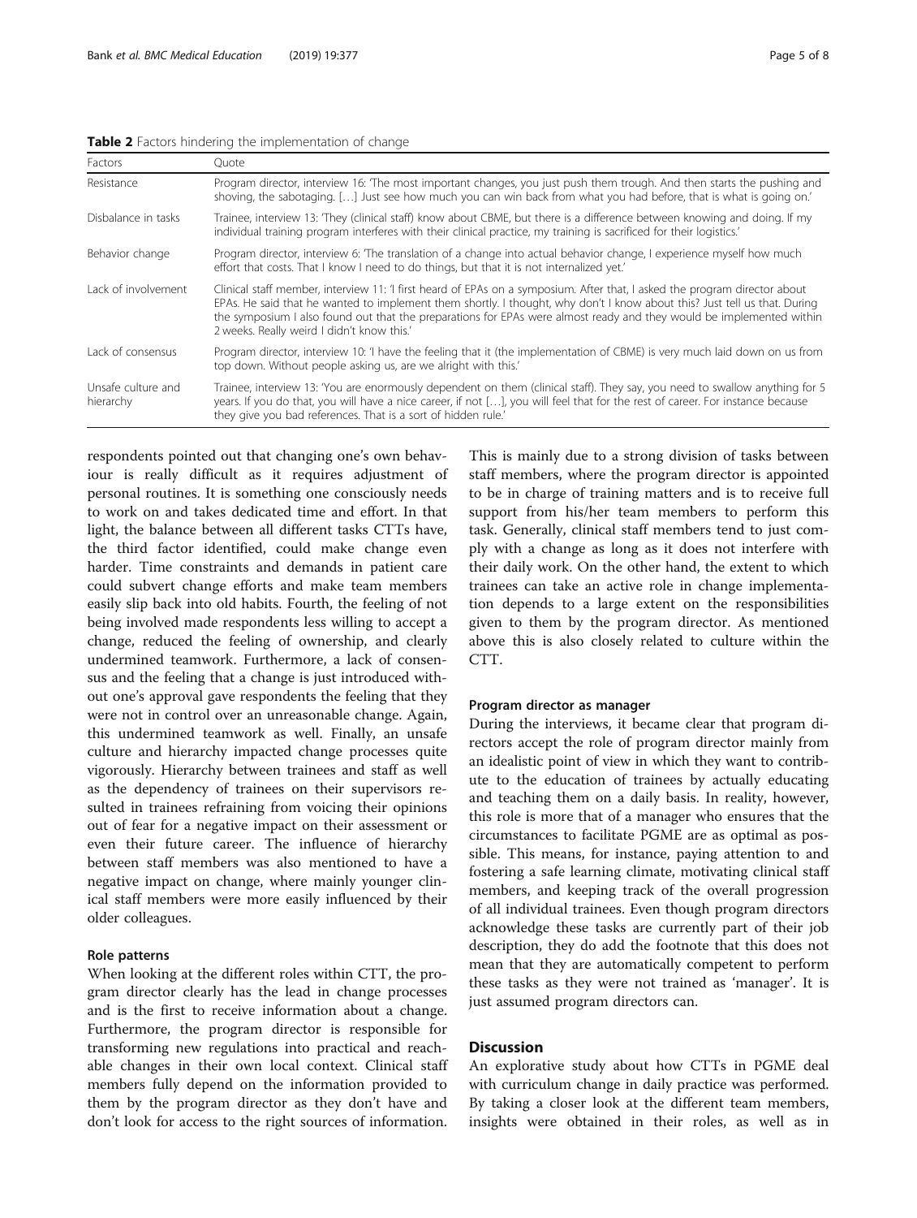**Table 2** Factors hindering the implementation of change

| Factors | Quote |
| --- | --- |
| Resistance | Program director, interview 16: 'The most important changes, you just push them trough. And then starts the pushing and shoving, the sabotaging. […] Just see how much you can win back from what you had before, that is what is going on.' |
| Disbalance in tasks | Trainee, interview 13: 'They (clinical staff) know about CBME, but there is a difference between knowing and doing. If my individual training program interferes with their clinical practice, my training is sacrificed for their logistics.' |
| Behavior change | Program director, interview 6: 'The translation of a change into actual behavior change, I experience myself how much effort that costs. That I know I need to do things, but that it is not internalized yet.' |
| Lack of involvement | Clinical staff member, interview 11: 'I first heard of EPAs on a symposium. After that, I asked the program director about EPAs. He said that he wanted to implement them shortly. I thought, why don't I know about this? Just tell us that. During the symposium I also found out that the preparations for EPAs were almost ready and they would be implemented within 2 weeks. Really weird I didn't know this.' |
| Lack of consensus | Program director, interview 10: 'I have the feeling that it (the implementation of CBME) is very much laid down on us from top down. Without people asking us, are we alright with this.' |
| Unsafe culture and hierarchy | Trainee, interview 13: 'You are enormously dependent on them (clinical staff). They say, you need to swallow anything for 5 years. If you do that, you will have a nice career, if not […], you will feel that for the rest of career. For instance because they give you bad references. That is a sort of hidden rule.' |

respondents pointed out that changing one's own behaviour is really difficult as it requires adjustment of personal routines. It is something one consciously needs to work on and takes dedicated time and effort. In that light, the balance between all different tasks CTTs have, the third factor identified, could make change even harder. Time constraints and demands in patient care could subvert change efforts and make team members easily slip back into old habits. Fourth, the feeling of not being involved made respondents less willing to accept a change, reduced the feeling of ownership, and clearly undermined teamwork. Furthermore, a lack of consensus and the feeling that a change is just introduced without one's approval gave respondents the feeling that they were not in control over an unreasonable change. Again, this undermined teamwork as well. Finally, an unsafe culture and hierarchy impacted change processes quite vigorously. Hierarchy between trainees and staff as well as the dependency of trainees on their supervisors resulted in trainees refraining from voicing their opinions out of fear for a negative impact on their assessment or even their future career. The influence of hierarchy between staff members was also mentioned to have a negative impact on change, where mainly younger clinical staff members were more easily influenced by their older colleagues.

#### Role patterns

When looking at the different roles within CTT, the program director clearly has the lead in change processes and is the first to receive information about a change. Furthermore, the program director is responsible for transforming new regulations into practical and reachable changes in their own local context. Clinical staff members fully depend on the information provided to them by the program director as they don't have and don't look for access to the right sources of information. This is mainly due to a strong division of tasks between staff members, where the program director is appointed to be in charge of training matters and is to receive full support from his/her team members to perform this task. Generally, clinical staff members tend to just comply with a change as long as it does not interfere with their daily work. On the other hand, the extent to which trainees can take an active role in change implementation depends to a large extent on the responsibilities given to them by the program director. As mentioned above this is also closely related to culture within the CTT.

#### Program director as manager

During the interviews, it became clear that program directors accept the role of program director mainly from an idealistic point of view in which they want to contribute to the education of trainees by actually educating and teaching them on a daily basis. In reality, however, this role is more that of a manager who ensures that the circumstances to facilitate PGME are as optimal as possible. This means, for instance, paying attention to and fostering a safe learning climate, motivating clinical staff members, and keeping track of the overall progression of all individual trainees. Even though program directors acknowledge these tasks are currently part of their job description, they do add the footnote that this does not mean that they are automatically competent to perform these tasks as they were not trained as 'manager'. It is just assumed program directors can.

## Discussion

An explorative study about how CTTs in PGME deal with curriculum change in daily practice was performed. By taking a closer look at the different team members, insights were obtained in their roles, as well as in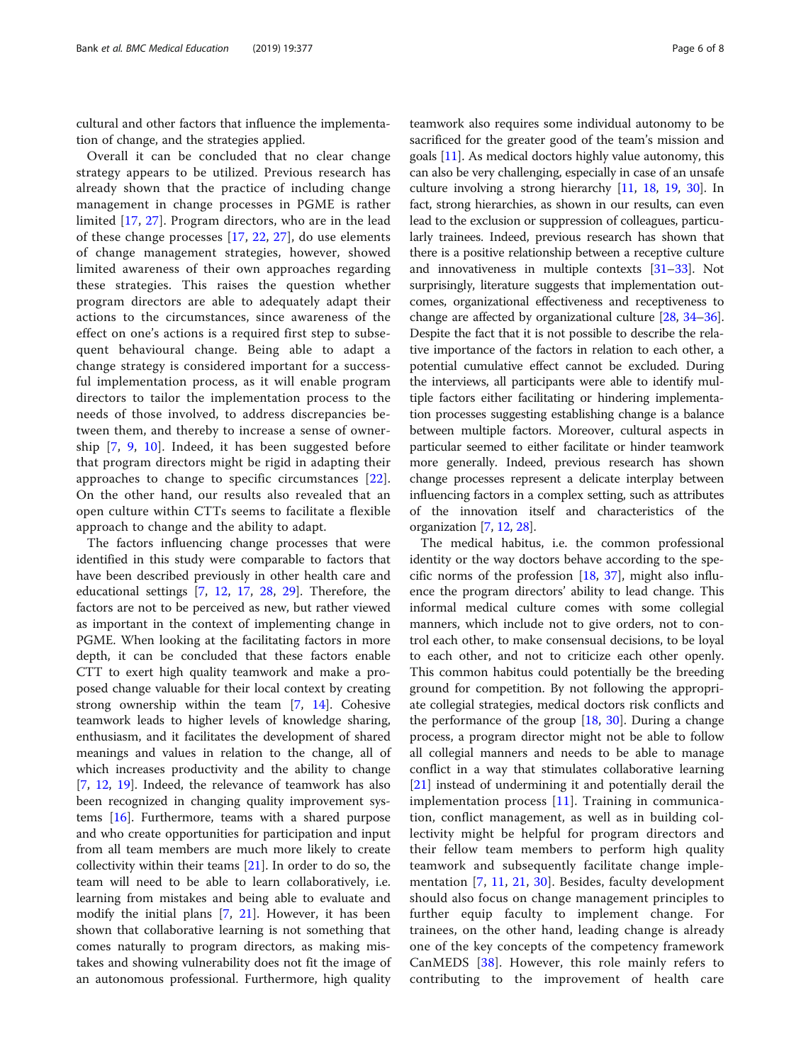cultural and other factors that influence the implementation of change, and the strategies applied.

Overall it can be concluded that no clear change strategy appears to be utilized. Previous research has already shown that the practice of including change management in change processes in PGME is rather limited [17, 27]. Program directors, who are in the lead of these change processes [17, 22, 27], do use elements of change management strategies, however, showed limited awareness of their own approaches regarding these strategies. This raises the question whether program directors are able to adequately adapt their actions to the circumstances, since awareness of the effect on one's actions is a required first step to subsequent behavioural change. Being able to adapt a change strategy is considered important for a successful implementation process, as it will enable program directors to tailor the implementation process to the needs of those involved, to address discrepancies between them, and thereby to increase a sense of ownership [7, 9, 10]. Indeed, it has been suggested before that program directors might be rigid in adapting their approaches to change to specific circumstances [22]. On the other hand, our results also revealed that an open culture within CTTs seems to facilitate a flexible approach to change and the ability to adapt.

The factors influencing change processes that were identified in this study were comparable to factors that have been described previously in other health care and educational settings [7, 12, 17, 28, 29]. Therefore, the factors are not to be perceived as new, but rather viewed as important in the context of implementing change in PGME. When looking at the facilitating factors in more depth, it can be concluded that these factors enable CTT to exert high quality teamwork and make a proposed change valuable for their local context by creating strong ownership within the team [7, 14]. Cohesive teamwork leads to higher levels of knowledge sharing, enthusiasm, and it facilitates the development of shared meanings and values in relation to the change, all of which increases productivity and the ability to change [7, 12, 19]. Indeed, the relevance of teamwork has also been recognized in changing quality improvement systems [16]. Furthermore, teams with a shared purpose and who create opportunities for participation and input from all team members are much more likely to create collectivity within their teams [21]. In order to do so, the team will need to be able to learn collaboratively, i.e. learning from mistakes and being able to evaluate and modify the initial plans [7, 21]. However, it has been shown that collaborative learning is not something that comes naturally to program directors, as making mistakes and showing vulnerability does not fit the image of an autonomous professional. Furthermore, high quality teamwork also requires some individual autonomy to be sacrificed for the greater good of the team's mission and goals [11]. As medical doctors highly value autonomy, this can also be very challenging, especially in case of an unsafe culture involving a strong hierarchy [11, 18, 19, 30]. In fact, strong hierarchies, as shown in our results, can even lead to the exclusion or suppression of colleagues, particularly trainees. Indeed, previous research has shown that there is a positive relationship between a receptive culture and innovativeness in multiple contexts [31–33]. Not surprisingly, literature suggests that implementation outcomes, organizational effectiveness and receptiveness to change are affected by organizational culture [28, 34–36]. Despite the fact that it is not possible to describe the relative importance of the factors in relation to each other, a potential cumulative effect cannot be excluded. During the interviews, all participants were able to identify multiple factors either facilitating or hindering implementation processes suggesting establishing change is a balance between multiple factors. Moreover, cultural aspects in particular seemed to either facilitate or hinder teamwork more generally. Indeed, previous research has shown change processes represent a delicate interplay between influencing factors in a complex setting, such as attributes of the innovation itself and characteristics of the organization [7, 12, 28].

The medical habitus, i.e. the common professional identity or the way doctors behave according to the specific norms of the profession [18, 37], might also influence the program directors' ability to lead change. This informal medical culture comes with some collegial manners, which include not to give orders, not to control each other, to make consensual decisions, to be loyal to each other, and not to criticize each other openly. This common habitus could potentially be the breeding ground for competition. By not following the appropriate collegial strategies, medical doctors risk conflicts and the performance of the group [18, 30]. During a change process, a program director might not be able to follow all collegial manners and needs to be able to manage conflict in a way that stimulates collaborative learning [21] instead of undermining it and potentially derail the implementation process [11]. Training in communication, conflict management, as well as in building collectivity might be helpful for program directors and their fellow team members to perform high quality teamwork and subsequently facilitate change implementation [7, 11, 21, 30]. Besides, faculty development should also focus on change management principles to further equip faculty to implement change. For trainees, on the other hand, leading change is already one of the key concepts of the competency framework CanMEDS [38]. However, this role mainly refers to contributing to the improvement of health care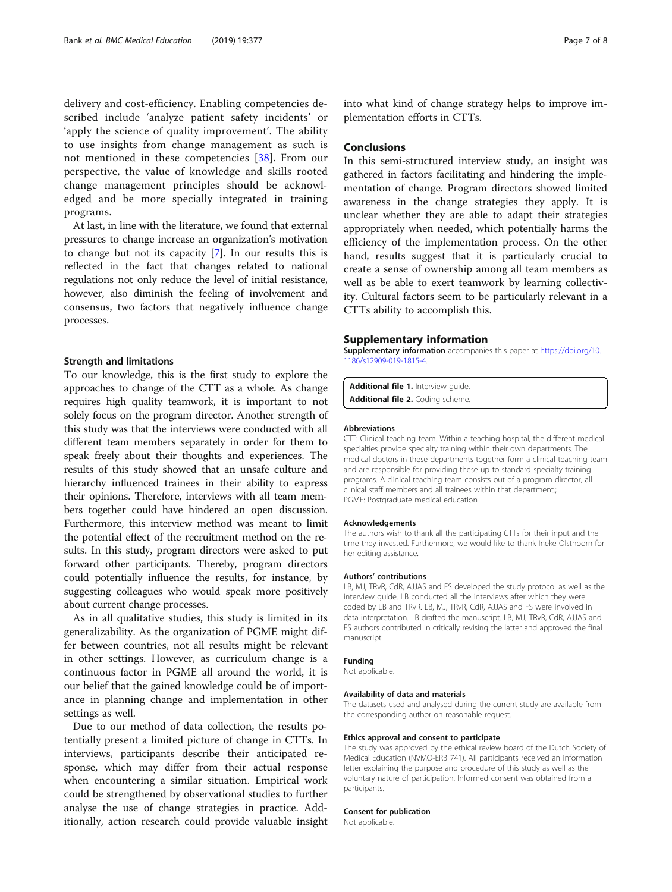delivery and cost-efficiency. Enabling competencies described include 'analyze patient safety incidents' or 'apply the science of quality improvement'. The ability to use insights from change management as such is not mentioned in these competencies [38]. From our perspective, the value of knowledge and skills rooted change management principles should be acknowledged and be more specially integrated in training programs.

At last, in line with the literature, we found that external pressures to change increase an organization's motivation to change but not its capacity [7]. In our results this is reflected in the fact that changes related to national regulations not only reduce the level of initial resistance, however, also diminish the feeling of involvement and consensus, two factors that negatively influence change processes.

### Strength and limitations

To our knowledge, this is the first study to explore the approaches to change of the CTT as a whole. As change requires high quality teamwork, it is important to not solely focus on the program director. Another strength of this study was that the interviews were conducted with all different team members separately in order for them to speak freely about their thoughts and experiences. The results of this study showed that an unsafe culture and hierarchy influenced trainees in their ability to express their opinions. Therefore, interviews with all team members together could have hindered an open discussion. Furthermore, this interview method was meant to limit the potential effect of the recruitment method on the results. In this study, program directors were asked to put forward other participants. Thereby, program directors could potentially influence the results, for instance, by suggesting colleagues who would speak more positively about current change processes.

As in all qualitative studies, this study is limited in its generalizability. As the organization of PGME might differ between countries, not all results might be relevant in other settings. However, as curriculum change is a continuous factor in PGME all around the world, it is our belief that the gained knowledge could be of importance in planning change and implementation in other settings as well.

Due to our method of data collection, the results potentially present a limited picture of change in CTTs. In interviews, participants describe their anticipated response, which may differ from their actual response when encountering a similar situation. Empirical work could be strengthened by observational studies to further analyse the use of change strategies in practice. Additionally, action research could provide valuable insight into what kind of change strategy helps to improve implementation efforts in CTTs.

## Conclusions

In this semi-structured interview study, an insight was gathered in factors facilitating and hindering the implementation of change. Program directors showed limited awareness in the change strategies they apply. It is unclear whether they are able to adapt their strategies appropriately when needed, which potentially harms the efficiency of the implementation process. On the other hand, results suggest that it is particularly crucial to create a sense of ownership among all team members as well as be able to exert teamwork by learning collectivity. Cultural factors seem to be particularly relevant in a CTTs ability to accomplish this.

## Supplementary information

**Supplementary information** accompanies this paper at https://doi.org/10.1186/s12909-019-1815-4.

**Additional file 1.** Interview guide.
**Additional file 2.** Coding scheme.

#### Abbreviations

CTT: Clinical teaching team. Within a teaching hospital, the different medical specialties provide specialty training within their own departments. The medical doctors in these departments together form a clinical teaching team and are responsible for providing these up to standard specialty training programs. A clinical teaching team consists out of a program director, all clinical staff members and all trainees within that department.;
PGME: Postgraduate medical education

#### Acknowledgements

The authors wish to thank all the participating CTTs for their input and the time they invested. Furthermore, we would like to thank Ineke Olsthoorn for her editing assistance.

#### Authors' contributions

LB, MJ, TRvR, CdR, AJJAS and FS developed the study protocol as well as the interview guide. LB conducted all the interviews after which they were coded by LB and TRvR. LB, MJ, TRvR, CdR, AJJAS and FS were involved in data interpretation. LB drafted the manuscript. LB, MJ, TRvR, CdR, AJJAS and FS authors contributed in critically revising the latter and approved the final manuscript.

#### Funding

Not applicable.

#### Availability of data and materials

The datasets used and analysed during the current study are available from the corresponding author on reasonable request.

#### Ethics approval and consent to participate

The study was approved by the ethical review board of the Dutch Society of Medical Education (NVMO-ERB 741). All participants received an information letter explaining the purpose and procedure of this study as well as the voluntary nature of participation. Informed consent was obtained from all participants.

#### Consent for publication

Not applicable.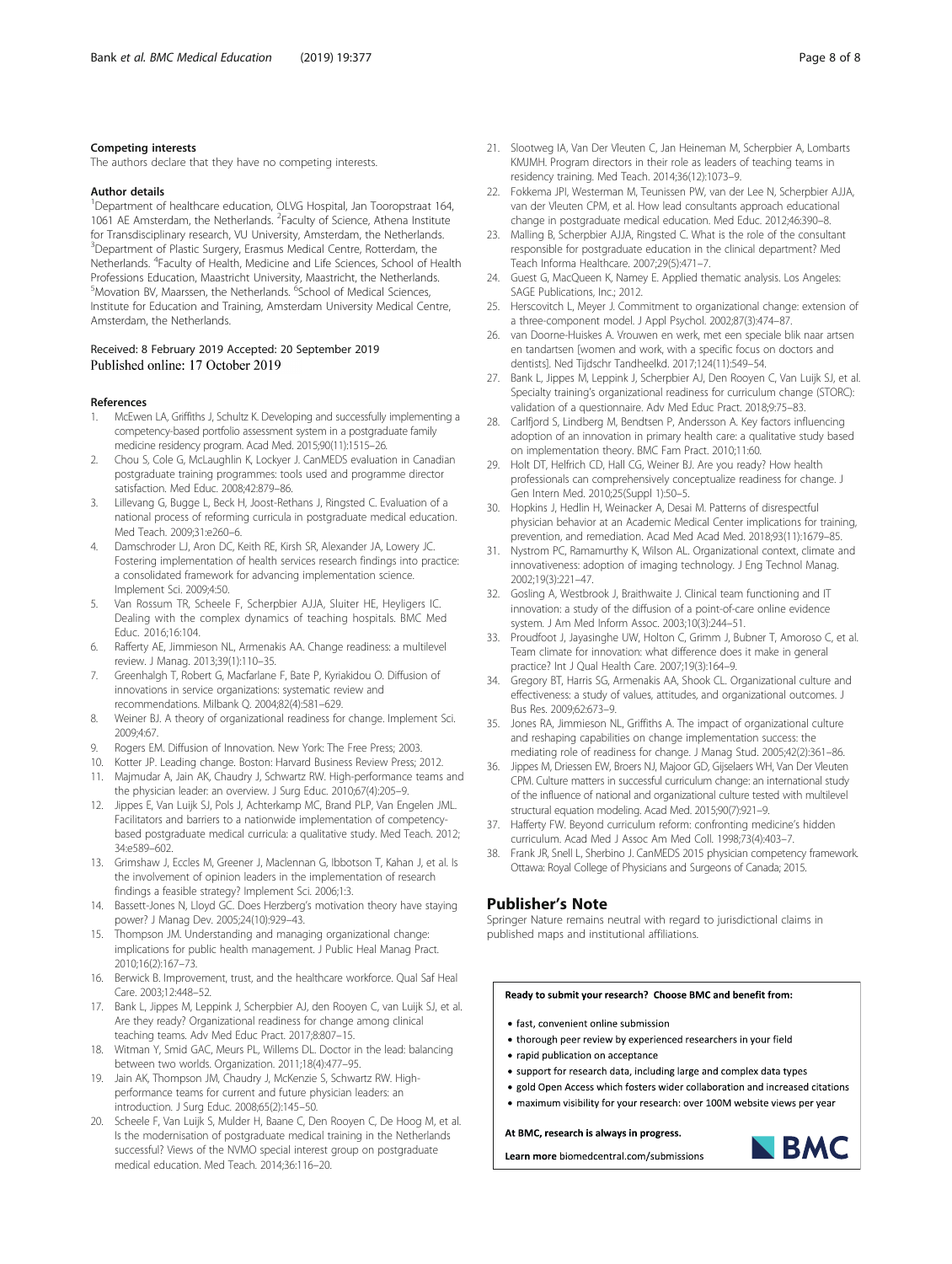#### Competing interests

The authors declare that they have no competing interests.

#### Author details

[1]Department of healthcare education, OLVG Hospital, Jan Tooropstraat 164, 1061 AE Amsterdam, the Netherlands. [2]Faculty of Science, Athena Institute for Transdisciplinary research, VU University, Amsterdam, the Netherlands. [3]Department of Plastic Surgery, Erasmus Medical Centre, Rotterdam, the Netherlands. [4]Faculty of Health, Medicine and Life Sciences, School of Health Professions Education, Maastricht University, Maastricht, the Netherlands. [5]Movation BV, Maarssen, the Netherlands. [6]School of Medical Sciences, Institute for Education and Training, Amsterdam University Medical Centre, Amsterdam, the Netherlands.

Received: 8 February 2019 Accepted: 20 September 2019
Published online: 17 October 2019

#### References

1. McEwen LA, Griffiths J, Schultz K. Developing and successfully implementing a competency-based portfolio assessment system in a postgraduate family medicine residency program. Acad Med. 2015;90(11):1515–26.
2. Chou S, Cole G, McLaughlin K, Lockyer J. CanMEDS evaluation in Canadian postgraduate training programmes: tools used and programme director satisfaction. Med Educ. 2008;42:879–86.
3. Lillevang G, Bugge L, Beck H, Joost-Rethans J, Ringsted C. Evaluation of a national process of reforming curricula in postgraduate medical education. Med Teach. 2009;31:e260–6.
4. Damschroder LJ, Aron DC, Keith RE, Kirsh SR, Alexander JA, Lowery JC. Fostering implementation of health services research findings into practice: a consolidated framework for advancing implementation science. Implement Sci. 2009;4:50.
5. Van Rossum TR, Scheele F, Scherpbier AJJA, Sluiter HE, Heyligers IC. Dealing with the complex dynamics of teaching hospitals. BMC Med Educ. 2016;16:104.
6. Rafferty AE, Jimmieson NL, Armenakis AA. Change readiness: a multilevel review. J Manag. 2013;39(1):110–35.
7. Greenhalgh T, Robert G, Macfarlane F, Bate P, Kyriakidou O. Diffusion of innovations in service organizations: systematic review and recommendations. Milbank Q. 2004;82(4):581–629.
8. Weiner BJ. A theory of organizational readiness for change. Implement Sci. 2009;4:67.
9. Rogers EM. Diffusion of Innovation. New York: The Free Press; 2003.
10. Kotter JP. Leading change. Boston: Harvard Business Review Press; 2012.
11. Majmudar A, Jain AK, Chaudry J, Schwartz RW. High-performance teams and the physician leader: an overview. J Surg Educ. 2010;67(4):205–9.
12. Jippes E, Van Luijk SJ, Pols J, Achterkamp MC, Brand PLP, Van Engelen JML. Facilitators and barriers to a nationwide implementation of competency-based postgraduate medical curricula: a qualitative study. Med Teach. 2012; 34:e589–602.
13. Grimshaw J, Eccles M, Greener J, Maclennan G, Ibbotson T, Kahan J, et al. Is the involvement of opinion leaders in the implementation of research findings a feasible strategy? Implement Sci. 2006;1:3.
14. Bassett-Jones N, Lloyd GC. Does Herzberg's motivation theory have staying power? J Manag Dev. 2005;24(10):929–43.
15. Thompson JM. Understanding and managing organizational change: implications for public health management. J Public Heal Manag Pract. 2010;16(2):167–73.
16. Berwick B. Improvement, trust, and the healthcare workforce. Qual Saf Heal Care. 2003;12:448–52.
17. Bank L, Jippes M, Leppink J, Scherpbier AJ, den Rooyen C, van Luijk SJ, et al. Are they ready? Organizational readiness for change among clinical teaching teams. Adv Med Educ Pract. 2017;8:807–15.
18. Witman Y, Smid GAC, Meurs PL, Willems DL. Doctor in the lead: balancing between two worlds. Organization. 2011;18(4):477–95.
19. Jain AK, Thompson JM, Chaudry J, McKenzie S, Schwartz RW. High-performance teams for current and future physician leaders: an introduction. J Surg Educ. 2008;65(2):145–50.
20. Scheele F, Van Luijk S, Mulder H, Baane C, Den Rooyen C, De Hoog M, et al. Is the modernisation of postgraduate medical training in the Netherlands successful? Views of the NVMO special interest group on postgraduate medical education. Med Teach. 2014;36:116–20.
21. Slootweg IA, Van Der Vleuten C, Jan Heineman M, Scherpbier A, Lombarts KMJMH. Program directors in their role as leaders of teaching teams in residency training. Med Teach. 2014;36(12):1073–9.
22. Fokkema JPI, Westerman M, Teunissen PW, van der Lee N, Scherpbier AJJA, van der Vleuten CPM, et al. How lead consultants approach educational change in postgraduate medical education. Med Educ. 2012;46:390–8.
23. Malling B, Scherpbier AJJA, Ringsted C. What is the role of the consultant responsible for postgraduate education in the clinical department? Med Teach Informa Healthcare. 2007;29(5):471–7.
24. Guest G, MacQueen K, Namey E. Applied thematic analysis. Los Angeles: SAGE Publications, Inc.; 2012.
25. Herscovitch L, Meyer J. Commitment to organizational change: extension of a three-component model. J Appl Psychol. 2002;87(3):474–87.
26. van Doorne-Huiskes A. Vrouwen en werk, met een speciale blik naar artsen en tandartsen [women and work, with a specific focus on doctors and dentists]. Ned Tijdschr Tandheelkd. 2017;124(11):549–54.
27. Bank L, Jippes M, Leppink J, Scherpbier AJ, Den Rooyen C, Van Luijk SJ, et al. Specialty training's organizational readiness for curriculum change (STORC): validation of a questionnaire. Adv Med Educ Pract. 2018;9:75–83.
28. Carlfjord S, Lindberg M, Bendtsen P, Andersson A. Key factors influencing adoption of an innovation in primary health care: a qualitative study based on implementation theory. BMC Fam Pract. 2010;11:60.
29. Holt DT, Helfrich CD, Hall CG, Weiner BJ. Are you ready? How health professionals can comprehensively conceptualize readiness for change. J Gen Intern Med. 2010;25(Suppl 1):50–5.
30. Hopkins J, Hedlin H, Weinacker A, Desai M. Patterns of disrespectful physician behavior at an Academic Medical Center implications for training, prevention, and remediation. Acad Med Acad Med. 2018;93(11):1679–85.
31. Nystrom PC, Ramamurthy K, Wilson AL. Organizational context, climate and innovativeness: adoption of imaging technology. J Eng Technol Manag. 2002;19(3):221–47.
32. Gosling A, Westbrook J, Braithwaite J. Clinical team functioning and IT innovation: a study of the diffusion of a point-of-care online evidence system. J Am Med Inform Assoc. 2003;10(3):244–51.
33. Proudfoot J, Jayasinghe UW, Holton C, Grimm J, Bubner T, Amoroso C, et al. Team climate for innovation: what difference does it make in general practice? Int J Qual Health Care. 2007;19(3):164–9.
34. Gregory BT, Harris SG, Armenakis AA, Shook CL. Organizational culture and effectiveness: a study of values, attitudes, and organizational outcomes. J Bus Res. 2009;62:673–9.
35. Jones RA, Jimmieson NL, Griffiths A. The impact of organizational culture and reshaping capabilities on change implementation success: the mediating role of readiness for change. J Manag Stud. 2005;42(2):361–86.
36. Jippes M, Driessen EW, Broers NJ, Majoor GD, Gijselaers WH, Van Der Vleuten CPM. Culture matters in successful curriculum change: an international study of the influence of national and organizational culture tested with multilevel structural equation modeling. Acad Med. 2015;90(7):921–9.
37. Hafferty FW. Beyond curriculum reform: confronting medicine's hidden curriculum. Acad Med J Assoc Am Med Coll. 1998;73(4):403–7.
38. Frank JR, Snell L, Sherbino J. CanMEDS 2015 physician competency framework. Ottawa: Royal College of Physicians and Surgeons of Canada; 2015.

## Publisher's Note

Springer Nature remains neutral with regard to jurisdictional claims in published maps and institutional affiliations.

**Ready to submit your research? Choose BMC and benefit from:**

- fast, convenient online submission
- thorough peer review by experienced researchers in your field
- rapid publication on acceptance
- support for research data, including large and complex data types
- gold Open Access which fosters wider collaboration and increased citations
- maximum visibility for your research: over 100M website views per year

**At BMC, research is always in progress.**

**Learn more** biomedcentral.com/submissions

BMC